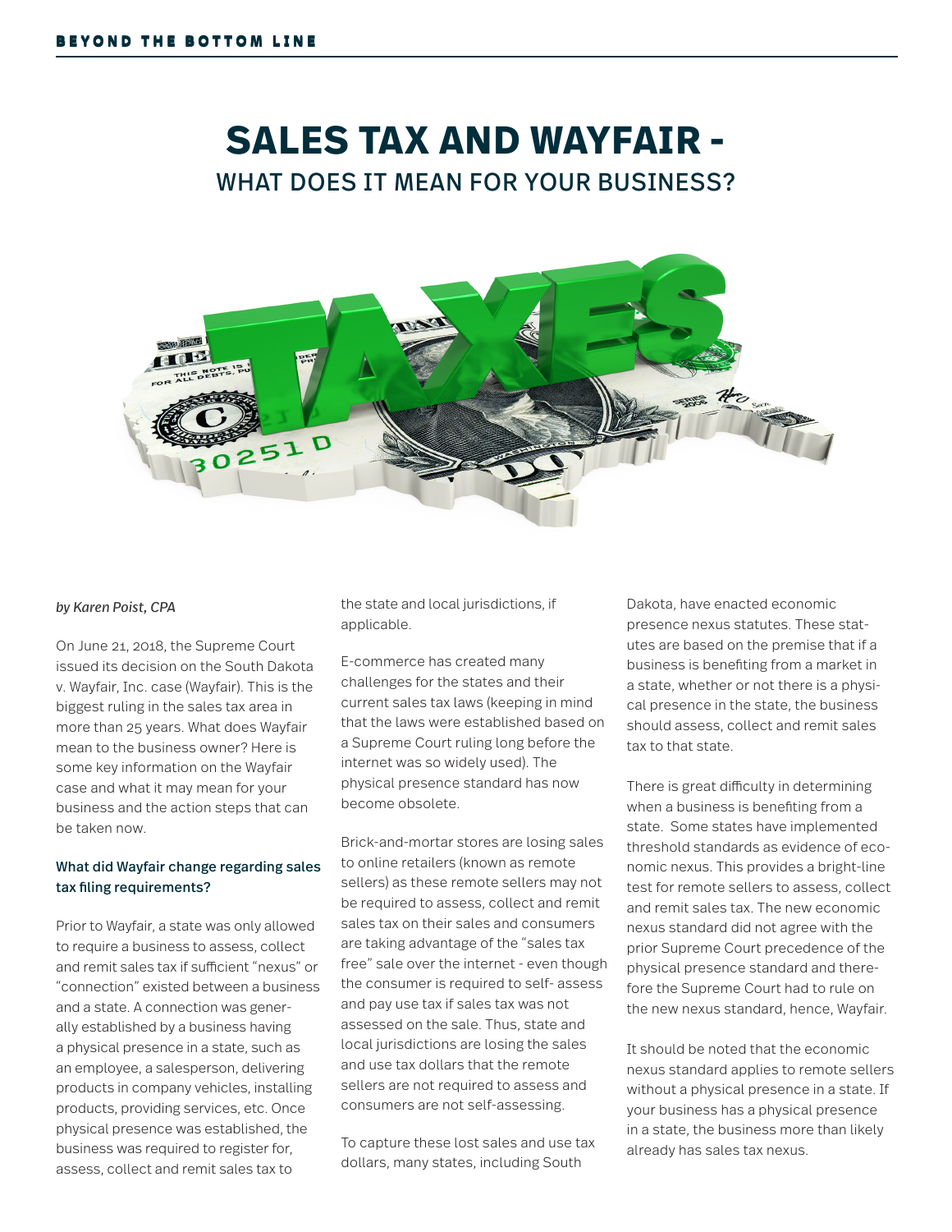# SALES TAX AND WAYFAIR -

## WHAT DOES IT MEAN FOR YOUR BUSINESS?

*by Karen Poist, CPA*

On June 21, 2018, the Supreme Court issued its decision on the South Dakota v. Wayfair, Inc. case (Wayfair). This is the biggest ruling in the sales tax area in more than 25 years. What does Wayfair mean to the business owner? Here is some key information on the Wayfair case and what it may mean for your business and the action steps that can be taken now.

### What did Wayfair change regarding sales tax filing requirements?

Prior to Wayfair, a state was only allowed to require a business to assess, collect and remit sales tax if sufficient "nexus" or "connection" existed between a business and a state. A connection was generally established by a business having a physical presence in a state, such as an employee, a salesperson, delivering products in company vehicles, installing products, providing services, etc. Once physical presence was established, the business was required to register for, assess, collect and remit sales tax to the state and local jurisdictions, if applicable.

E-commerce has created many challenges for the states and their current sales tax laws (keeping in mind that the laws were established based on a Supreme Court ruling long before the internet was so widely used). The physical presence standard has now become obsolete.

Brick-and-mortar stores are losing sales to online retailers (known as remote sellers) as these remote sellers may not be required to assess, collect and remit sales tax on their sales and consumers are taking advantage of the "sales tax free" sale over the internet - even though the consumer is required to self- assess and pay use tax if sales tax was not assessed on the sale. Thus, state and local jurisdictions are losing the sales and use tax dollars that the remote sellers are not required to assess and consumers are not self-assessing.

To capture these lost sales and use tax dollars, many states, including South Dakota, have enacted economic presence nexus statutes. These statutes are based on the premise that if a business is benefiting from a market in a state, whether or not there is a physical presence in the state, the business should assess, collect and remit sales tax to that state.

There is great difficulty in determining when a business is benefiting from a state. Some states have implemented threshold standards as evidence of economic nexus. This provides a bright-line test for remote sellers to assess, collect and remit sales tax. The new economic nexus standard did not agree with the prior Supreme Court precedence of the physical presence standard and therefore the Supreme Court had to rule on the new nexus standard, hence, Wayfair.

It should be noted that the economic nexus standard applies to remote sellers without a physical presence in a state. If your business has a physical presence in a state, the business more than likely already has sales tax nexus.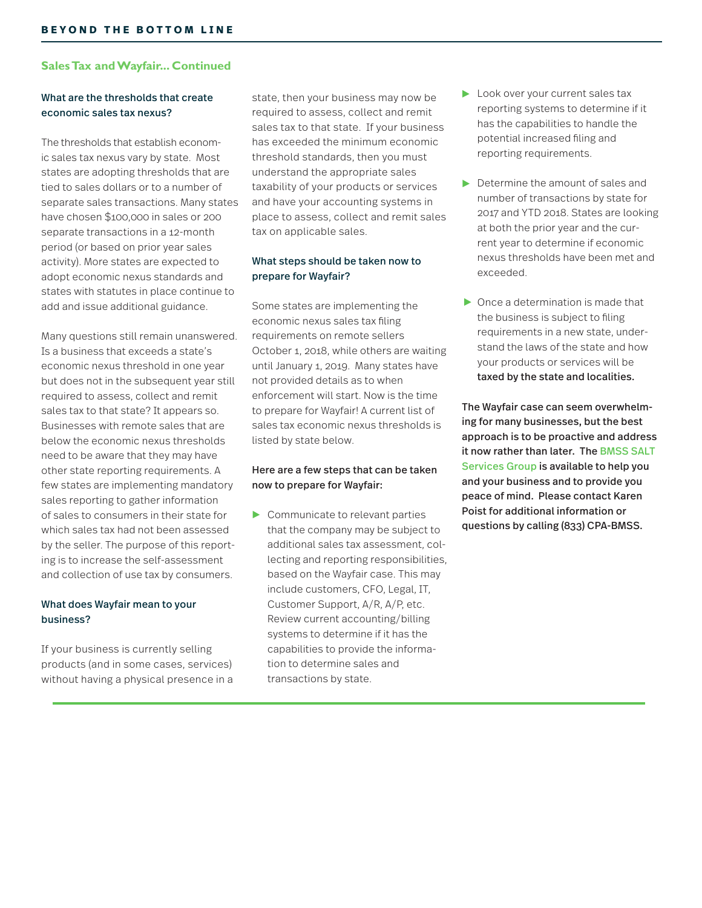## Sales Tax and Wayfair... Continued

### What are the thresholds that create economic sales tax nexus?

The thresholds that establish economic sales tax nexus vary by state. Most states are adopting thresholds that are tied to sales dollars or to a number of separate sales transactions. Many states have chosen $100,000 in sales or 200 separate transactions in a 12-month period (or based on prior year sales activity). More states are expected to adopt economic nexus standards and states with statutes in place continue to add and issue additional guidance.

Many questions still remain unanswered. Is a business that exceeds a state's economic nexus threshold in one year but does not in the subsequent year still required to assess, collect and remit sales tax to that state? It appears so. Businesses with remote sales that are below the economic nexus thresholds need to be aware that they may have other state reporting requirements. A few states are implementing mandatory sales reporting to gather information of sales to consumers in their state for which sales tax had not been assessed by the seller. The purpose of this reporting is to increase the self-assessment and collection of use tax by consumers.

### What does Wayfair mean to your business?

If your business is currently selling products (and in some cases, services) without having a physical presence in a state, then your business may now be required to assess, collect and remit sales tax to that state. If your business has exceeded the minimum economic threshold standards, then you must understand the appropriate sales taxability of your products or services and have your accounting systems in place to assess, collect and remit sales tax on applicable sales.

### What steps should be taken now to prepare for Wayfair?

Some states are implementing the economic nexus sales tax filing requirements on remote sellers October 1, 2018, while others are waiting until January 1, 2019. Many states have not provided details as to when enforcement will start. Now is the time to prepare for Wayfair! A current list of sales tax economic nexus thresholds is listed by state below.

**Here are a few steps that can be taken now to prepare for Wayfair:**

- Communicate to relevant parties that the company may be subject to additional sales tax assessment, collecting and reporting responsibilities, based on the Wayfair case. This may include customers, CFO, Legal, IT, Customer Support, A/R, A/P, etc. Review current accounting/billing systems to determine if it has the capabilities to provide the information to determine sales and transactions by state.
- Look over your current sales tax reporting systems to determine if it has the capabilities to handle the potential increased filing and reporting requirements.
- Determine the amount of sales and number of transactions by state for 2017 and YTD 2018. States are looking at both the prior year and the current year to determine if economic nexus thresholds have been met and exceeded.
- Once a determination is made that the business is subject to filing requirements in a new state, understand the laws of the state and how your products or services will be **taxed by the state and localities.**

**The Wayfair case can seem overwhelming for many businesses, but the best approach is to be proactive and address it now rather than later. The BMSS SALT Services Group is available to help you and your business and to provide you peace of mind. Please contact Karen Poist for additional information or questions by calling (833) CPA-BMSS.**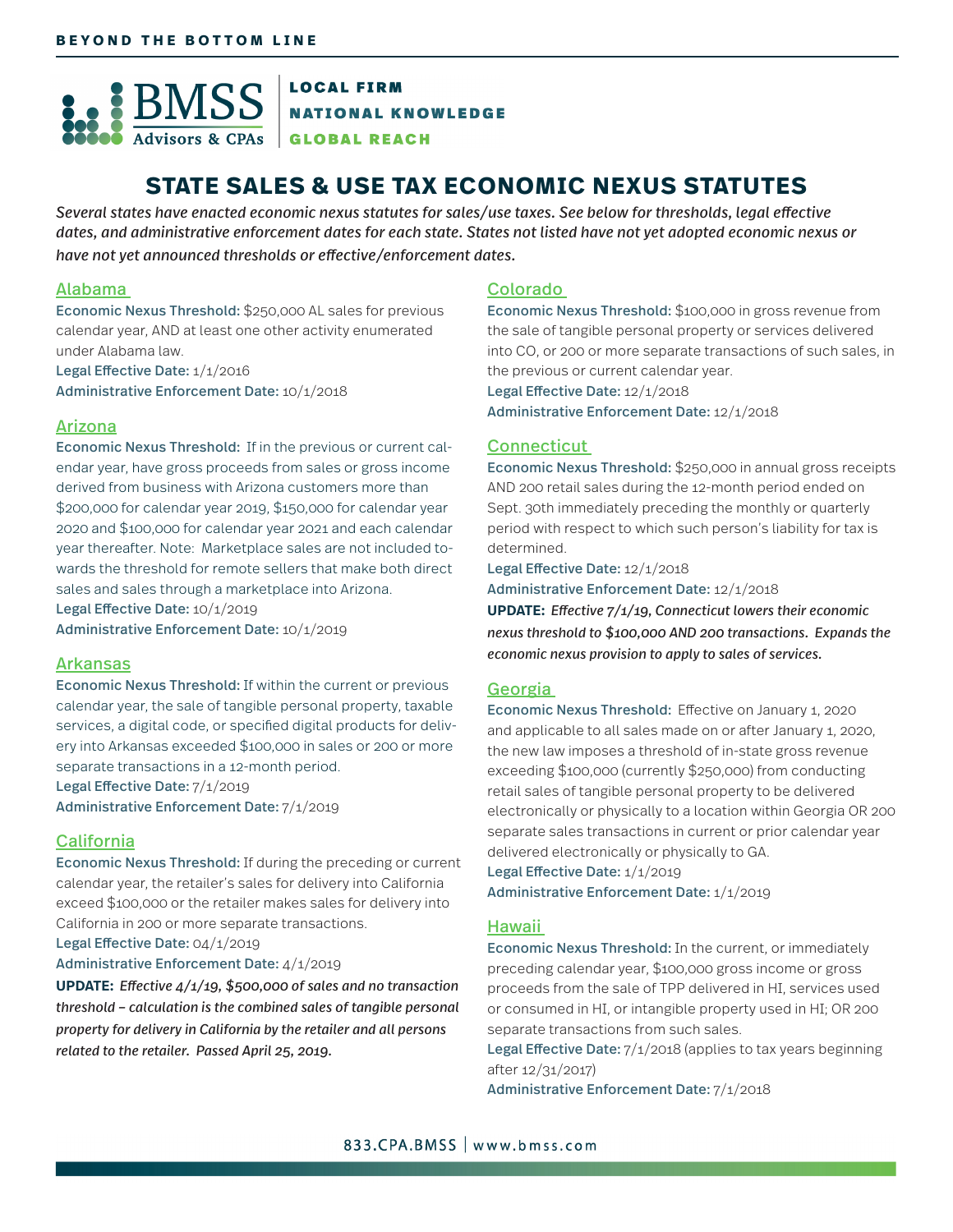# STATE SALES & USE TAX ECONOMIC NEXUS STATUTES

*Several states have enacted economic nexus statutes for sales/use taxes. See below for thresholds, legal effective dates, and administrative enforcement dates for each state. States not listed have not yet adopted economic nexus or have not yet announced thresholds or effective/enforcement dates.*

## Alabama

**Economic Nexus Threshold:** $250,000 AL sales for previous calendar year, AND at least one other activity enumerated under Alabama law.

**Legal Effective Date:** 1/1/2016

**Administrative Enforcement Date:** 10/1/2018

## Arizona

**Economic Nexus Threshold:** If in the previous or current calendar year, have gross proceeds from sales or gross income derived from business with Arizona customers more than $200,000 for calendar year 2019, $150,000 for calendar year 2020 and $100,000 for calendar year 2021 and each calendar year thereafter. Note: Marketplace sales are not included towards the threshold for remote sellers that make both direct sales and sales through a marketplace into Arizona.

**Legal Effective Date:** 10/1/2019

**Administrative Enforcement Date:** 10/1/2019

## Arkansas

**Economic Nexus Threshold:** If within the current or previous calendar year, the sale of tangible personal property, taxable services, a digital code, or specified digital products for delivery into Arkansas exceeded $100,000 in sales or 200 or more separate transactions in a 12-month period.

**Legal Effective Date:** 7/1/2019

**Administrative Enforcement Date:** 7/1/2019

## California

**Economic Nexus Threshold:** If during the preceding or current calendar year, the retailer's sales for delivery into California exceed $100,000 or the retailer makes sales for delivery into California in 200 or more separate transactions.

**Legal Effective Date:** 04/1/2019

**Administrative Enforcement Date:** 4/1/2019

**UPDATE:** ***Effective 4/1/19, $500,000 of sales and no transaction threshold – calculation is the combined sales of tangible personal property for delivery in California by the retailer and all persons related to the retailer. Passed April 25, 2019.***

## Colorado

**Economic Nexus Threshold:** $100,000 in gross revenue from the sale of tangible personal property or services delivered into CO, or 200 or more separate transactions of such sales, in the previous or current calendar year.

**Legal Effective Date:** 12/1/2018

**Administrative Enforcement Date:** 12/1/2018

## Connecticut

**Economic Nexus Threshold:** $250,000 in annual gross receipts AND 200 retail sales during the 12-month period ended on Sept. 30th immediately preceding the monthly or quarterly period with respect to which such person's liability for tax is determined.

**Legal Effective Date:** 12/1/2018

**Administrative Enforcement Date:** 12/1/2018

**UPDATE:** ***Effective 7/1/19, Connecticut lowers their economic nexus threshold to $100,000 AND 200 transactions. Expands the economic nexus provision to apply to sales of services.***

## Georgia

**Economic Nexus Threshold:** Effective on January 1, 2020 and applicable to all sales made on or after January 1, 2020, the new law imposes a threshold of in-state gross revenue exceeding $100,000 (currently $250,000) from conducting retail sales of tangible personal property to be delivered electronically or physically to a location within Georgia OR 200 separate sales transactions in current or prior calendar year delivered electronically or physically to GA.

**Legal Effective Date:** 1/1/2019

**Administrative Enforcement Date:** 1/1/2019

## Hawaii

**Economic Nexus Threshold:** In the current, or immediately preceding calendar year, $100,000 gross income or gross proceeds from the sale of TPP delivered in HI, services used or consumed in HI, or intangible property used in HI; OR 200 separate transactions from such sales.

**Legal Effective Date:** 7/1/2018 (applies to tax years beginning after 12/31/2017)

**Administrative Enforcement Date:** 7/1/2018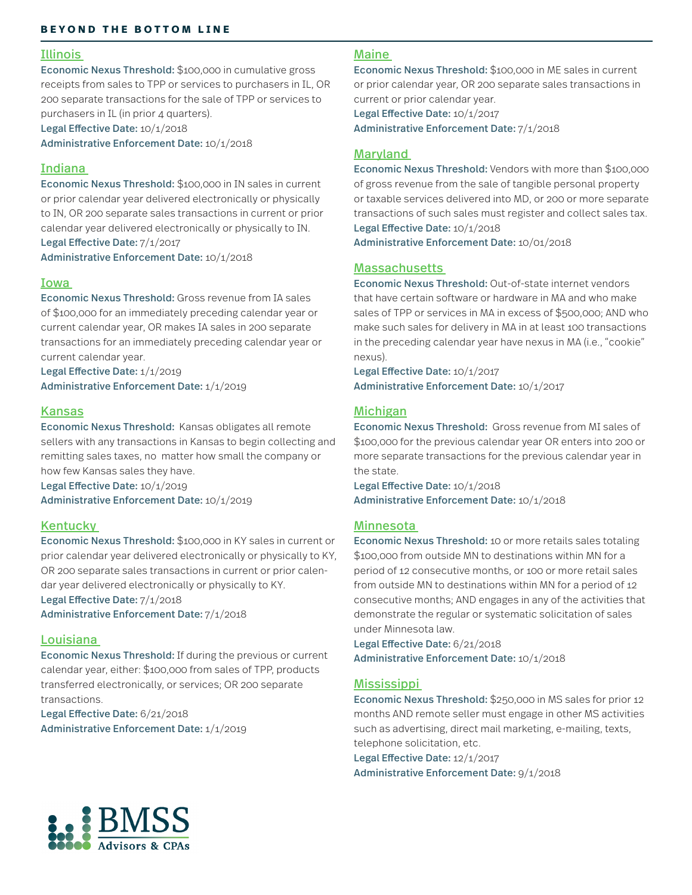## Illinois

**Economic Nexus Threshold:** $100,000 in cumulative gross receipts from sales to TPP or services to purchasers in IL, OR 200 separate transactions for the sale of TPP or services to purchasers in IL (in prior 4 quarters).

**Legal Effective Date:** 10/1/2018

**Administrative Enforcement Date:** 10/1/2018

## Indiana

**Economic Nexus Threshold:** $100,000 in IN sales in current or prior calendar year delivered electronically or physically to IN, OR 200 separate sales transactions in current or prior calendar year delivered electronically or physically to IN.

**Legal Effective Date:** 7/1/2017

**Administrative Enforcement Date:** 10/1/2018

## Iowa

**Economic Nexus Threshold:** Gross revenue from IA sales of $100,000 for an immediately preceding calendar year or current calendar year, OR makes IA sales in 200 separate transactions for an immediately preceding calendar year or current calendar year.

**Legal Effective Date:** 1/1/2019

**Administrative Enforcement Date:** 1/1/2019

## Kansas

**Economic Nexus Threshold:** Kansas obligates all remote sellers with any transactions in Kansas to begin collecting and remitting sales taxes, no matter how small the company or how few Kansas sales they have.

**Legal Effective Date:** 10/1/2019

**Administrative Enforcement Date:** 10/1/2019

## Kentucky

**Economic Nexus Threshold:** $100,000 in KY sales in current or prior calendar year delivered electronically or physically to KY, OR 200 separate sales transactions in current or prior calendar year delivered electronically or physically to KY.

**Legal Effective Date:** 7/1/2018

**Administrative Enforcement Date:** 7/1/2018

## Louisiana

**Economic Nexus Threshold:** If during the previous or current calendar year, either: $100,000 from sales of TPP, products transferred electronically, or services; OR 200 separate transactions.

**Legal Effective Date:** 6/21/2018

**Administrative Enforcement Date:** 1/1/2019

## Maine

**Economic Nexus Threshold:** $100,000 in ME sales in current or prior calendar year, OR 200 separate sales transactions in current or prior calendar year.

**Legal Effective Date:** 10/1/2017

**Administrative Enforcement Date:** 7/1/2018

## Maryland

**Economic Nexus Threshold:** Vendors with more than $100,000 of gross revenue from the sale of tangible personal property or taxable services delivered into MD, or 200 or more separate transactions of such sales must register and collect sales tax.

**Legal Effective Date:** 10/1/2018

**Administrative Enforcement Date:** 10/01/2018

## Massachusetts

**Economic Nexus Threshold:** Out-of-state internet vendors that have certain software or hardware in MA and who make sales of TPP or services in MA in excess of $500,000; AND who make such sales for delivery in MA in at least 100 transactions in the preceding calendar year have nexus in MA (i.e., "cookie" nexus).

**Legal Effective Date:** 10/1/2017

**Administrative Enforcement Date:** 10/1/2017

## Michigan

**Economic Nexus Threshold:** Gross revenue from MI sales of $100,000 for the previous calendar year OR enters into 200 or more separate transactions for the previous calendar year in the state.

**Legal Effective Date:** 10/1/2018

**Administrative Enforcement Date:** 10/1/2018

## Minnesota

**Economic Nexus Threshold:** 10 or more retails sales totaling $100,000 from outside MN to destinations within MN for a period of 12 consecutive months, or 100 or more retail sales from outside MN to destinations within MN for a period of 12 consecutive months; AND engages in any of the activities that demonstrate the regular or systematic solicitation of sales under Minnesota law.

**Legal Effective Date:** 6/21/2018

**Administrative Enforcement Date:** 10/1/2018

## Mississippi

**Economic Nexus Threshold:** $250,000 in MS sales for prior 12 months AND remote seller must engage in other MS activities such as advertising, direct mail marketing, e-mailing, texts, telephone solicitation, etc.

**Legal Effective Date:** 12/1/2017

**Administrative Enforcement Date:** 9/1/2018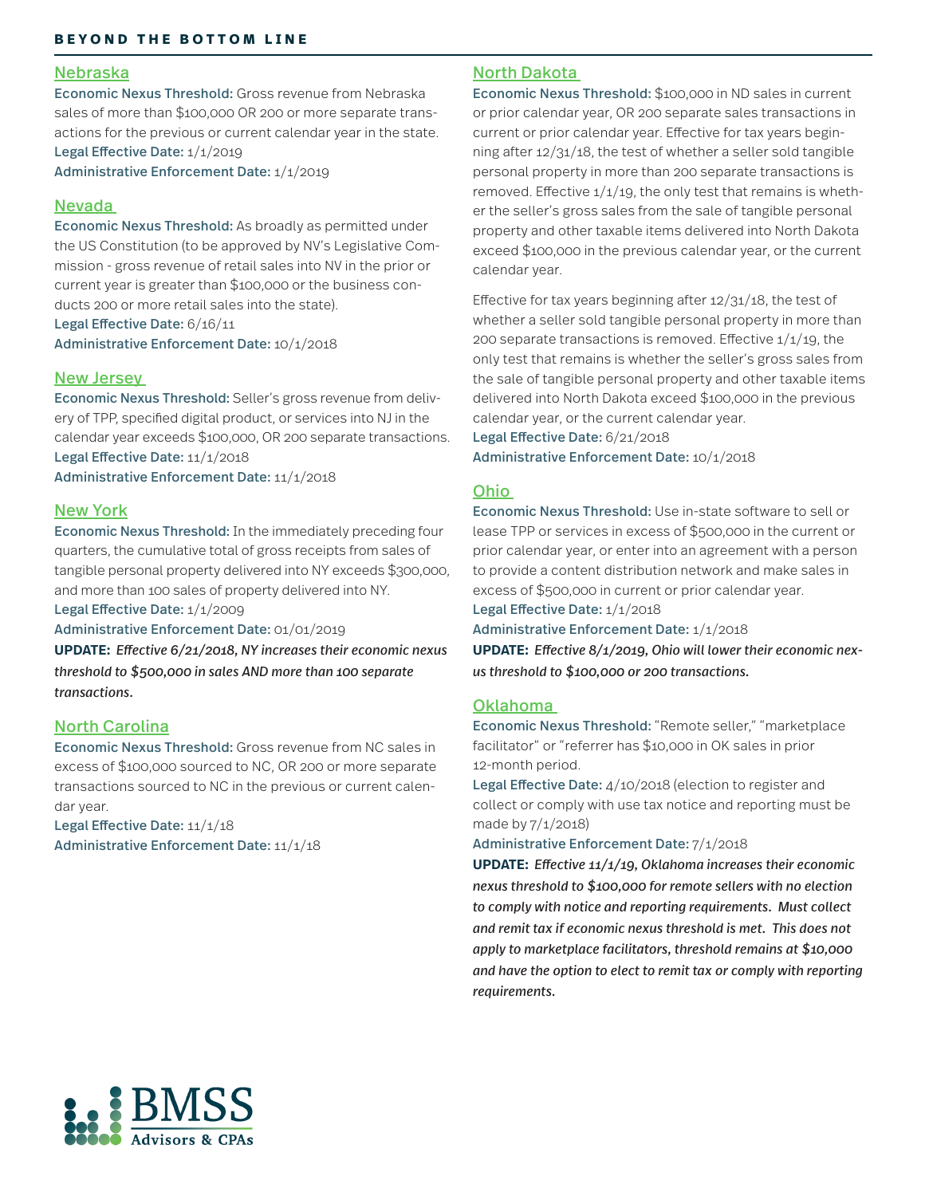## Nebraska

**Economic Nexus Threshold:** Gross revenue from Nebraska sales of more than $100,000 OR 200 or more separate transactions for the previous or current calendar year in the state.

**Legal Effective Date:** 1/1/2019

**Administrative Enforcement Date:** 1/1/2019

## Nevada

**Economic Nexus Threshold:** As broadly as permitted under the US Constitution (to be approved by NV's Legislative Commission - gross revenue of retail sales into NV in the prior or current year is greater than $100,000 or the business conducts 200 or more retail sales into the state).

**Legal Effective Date:** 6/16/11

**Administrative Enforcement Date:** 10/1/2018

## New Jersey

**Economic Nexus Threshold:** Seller's gross revenue from delivery of TPP, specified digital product, or services into NJ in the calendar year exceeds $100,000, OR 200 separate transactions.

**Legal Effective Date:** 11/1/2018

**Administrative Enforcement Date:** 11/1/2018

## New York

**Economic Nexus Threshold:** In the immediately preceding four quarters, the cumulative total of gross receipts from sales of tangible personal property delivered into NY exceeds $300,000, and more than 100 sales of property delivered into NY.

**Legal Effective Date:** 1/1/2009

**Administrative Enforcement Date:** 01/01/2019

**UPDATE:** *Effective 6/21/2018, NY increases their economic nexus threshold to $500,000 in sales AND more than 100 separate transactions.*

## North Carolina

**Economic Nexus Threshold:** Gross revenue from NC sales in excess of $100,000 sourced to NC, OR 200 or more separate transactions sourced to NC in the previous or current calendar year.

**Legal Effective Date:** 11/1/18

**Administrative Enforcement Date:** 11/1/18

## North Dakota

**Economic Nexus Threshold:** $100,000 in ND sales in current or prior calendar year, OR 200 separate sales transactions in current or prior calendar year. Effective for tax years beginning after 12/31/18, the test of whether a seller sold tangible personal property in more than 200 separate transactions is removed. Effective 1/1/19, the only test that remains is whether the seller's gross sales from the sale of tangible personal property and other taxable items delivered into North Dakota exceed $100,000 in the previous calendar year, or the current calendar year.

Effective for tax years beginning after 12/31/18, the test of whether a seller sold tangible personal property in more than 200 separate transactions is removed. Effective 1/1/19, the only test that remains is whether the seller's gross sales from the sale of tangible personal property and other taxable items delivered into North Dakota exceed $100,000 in the previous calendar year, or the current calendar year.

**Legal Effective Date:** 6/21/2018

**Administrative Enforcement Date:** 10/1/2018

## Ohio

**Economic Nexus Threshold:** Use in-state software to sell or lease TPP or services in excess of $500,000 in the current or prior calendar year, or enter into an agreement with a person to provide a content distribution network and make sales in excess of $500,000 in current or prior calendar year.

**Legal Effective Date:** 1/1/2018

**Administrative Enforcement Date:** 1/1/2018

**UPDATE:** *Effective 8/1/2019, Ohio will lower their economic nexus threshold to $100,000 or 200 transactions.*

## Oklahoma

**Economic Nexus Threshold:** "Remote seller," "marketplace facilitator" or "referrer has $10,000 in OK sales in prior 12-month period.

**Legal Effective Date:** 4/10/2018 (election to register and collect or comply with use tax notice and reporting must be made by 7/1/2018)

**Administrative Enforcement Date:** 7/1/2018

**UPDATE:** *Effective 11/1/19, Oklahoma increases their economic nexus threshold to $100,000 for remote sellers with no election to comply with notice and reporting requirements. Must collect and remit tax if economic nexus threshold is met. This does not apply to marketplace facilitators, threshold remains at $10,000 and have the option to elect to remit tax or comply with reporting requirements.*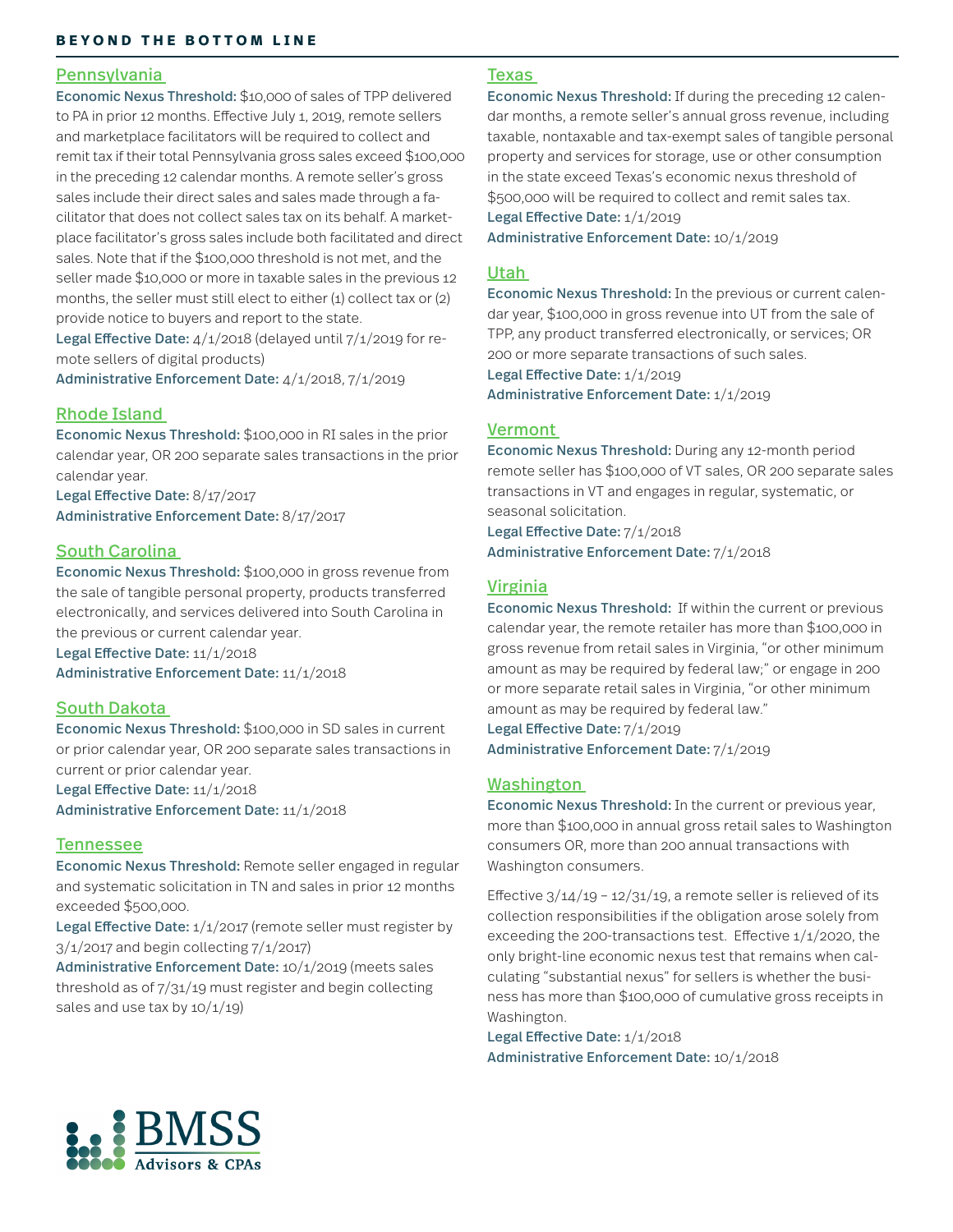## Pennsylvania

**Economic Nexus Threshold:** $10,000 of sales of TPP delivered to PA in prior 12 months. Effective July 1, 2019, remote sellers and marketplace facilitators will be required to collect and remit tax if their total Pennsylvania gross sales exceed $100,000 in the preceding 12 calendar months. A remote seller's gross sales include their direct sales and sales made through a facilitator that does not collect sales tax on its behalf. A marketplace facilitator's gross sales include both facilitated and direct sales. Note that if the $100,000 threshold is not met, and the seller made $10,000 or more in taxable sales in the previous 12 months, the seller must still elect to either (1) collect tax or (2) provide notice to buyers and report to the state.

**Legal Effective Date:** 4/1/2018 (delayed until 7/1/2019 for remote sellers of digital products)

**Administrative Enforcement Date:** 4/1/2018, 7/1/2019

## Rhode Island

**Economic Nexus Threshold:** $100,000 in RI sales in the prior calendar year, OR 200 separate sales transactions in the prior calendar year.

**Legal Effective Date:** 8/17/2017

**Administrative Enforcement Date:** 8/17/2017

## South Carolina

**Economic Nexus Threshold:** $100,000 in gross revenue from the sale of tangible personal property, products transferred electronically, and services delivered into South Carolina in the previous or current calendar year.

**Legal Effective Date:** 11/1/2018

**Administrative Enforcement Date:** 11/1/2018

## South Dakota

**Economic Nexus Threshold:** $100,000 in SD sales in current or prior calendar year, OR 200 separate sales transactions in current or prior calendar year.

**Legal Effective Date:** 11/1/2018

**Administrative Enforcement Date:** 11/1/2018

## Tennessee

**Economic Nexus Threshold:** Remote seller engaged in regular and systematic solicitation in TN and sales in prior 12 months exceeded $500,000.

**Legal Effective Date:** 1/1/2017 (remote seller must register by 3/1/2017 and begin collecting 7/1/2017)

**Administrative Enforcement Date:** 10/1/2019 (meets sales threshold as of 7/31/19 must register and begin collecting sales and use tax by 10/1/19)

## Texas

**Economic Nexus Threshold:** If during the preceding 12 calendar months, a remote seller's annual gross revenue, including taxable, nontaxable and tax-exempt sales of tangible personal property and services for storage, use or other consumption in the state exceed Texas's economic nexus threshold of $500,000 will be required to collect and remit sales tax.

**Legal Effective Date:** 1/1/2019

**Administrative Enforcement Date:** 10/1/2019

## Utah

**Economic Nexus Threshold:** In the previous or current calendar year, $100,000 in gross revenue into UT from the sale of TPP, any product transferred electronically, or services; OR 200 or more separate transactions of such sales.

**Legal Effective Date:** 1/1/2019

**Administrative Enforcement Date:** 1/1/2019

## Vermont

**Economic Nexus Threshold:** During any 12-month period remote seller has $100,000 of VT sales, OR 200 separate sales transactions in VT and engages in regular, systematic, or seasonal solicitation.

**Legal Effective Date:** 7/1/2018

**Administrative Enforcement Date:** 7/1/2018

## Virginia

**Economic Nexus Threshold:** If within the current or previous calendar year, the remote retailer has more than $100,000 in gross revenue from retail sales in Virginia, "or other minimum amount as may be required by federal law;" or engage in 200 or more separate retail sales in Virginia, "or other minimum amount as may be required by federal law."

**Legal Effective Date:** 7/1/2019

**Administrative Enforcement Date:** 7/1/2019

## Washington

**Economic Nexus Threshold:** In the current or previous year, more than $100,000 in annual gross retail sales to Washington consumers OR, more than 200 annual transactions with Washington consumers.

Effective 3/14/19 – 12/31/19, a remote seller is relieved of its collection responsibilities if the obligation arose solely from exceeding the 200-transactions test. Effective 1/1/2020, the only bright-line economic nexus test that remains when calculating "substantial nexus" for sellers is whether the business has more than $100,000 of cumulative gross receipts in Washington.

**Legal Effective Date:** 1/1/2018

**Administrative Enforcement Date:** 10/1/2018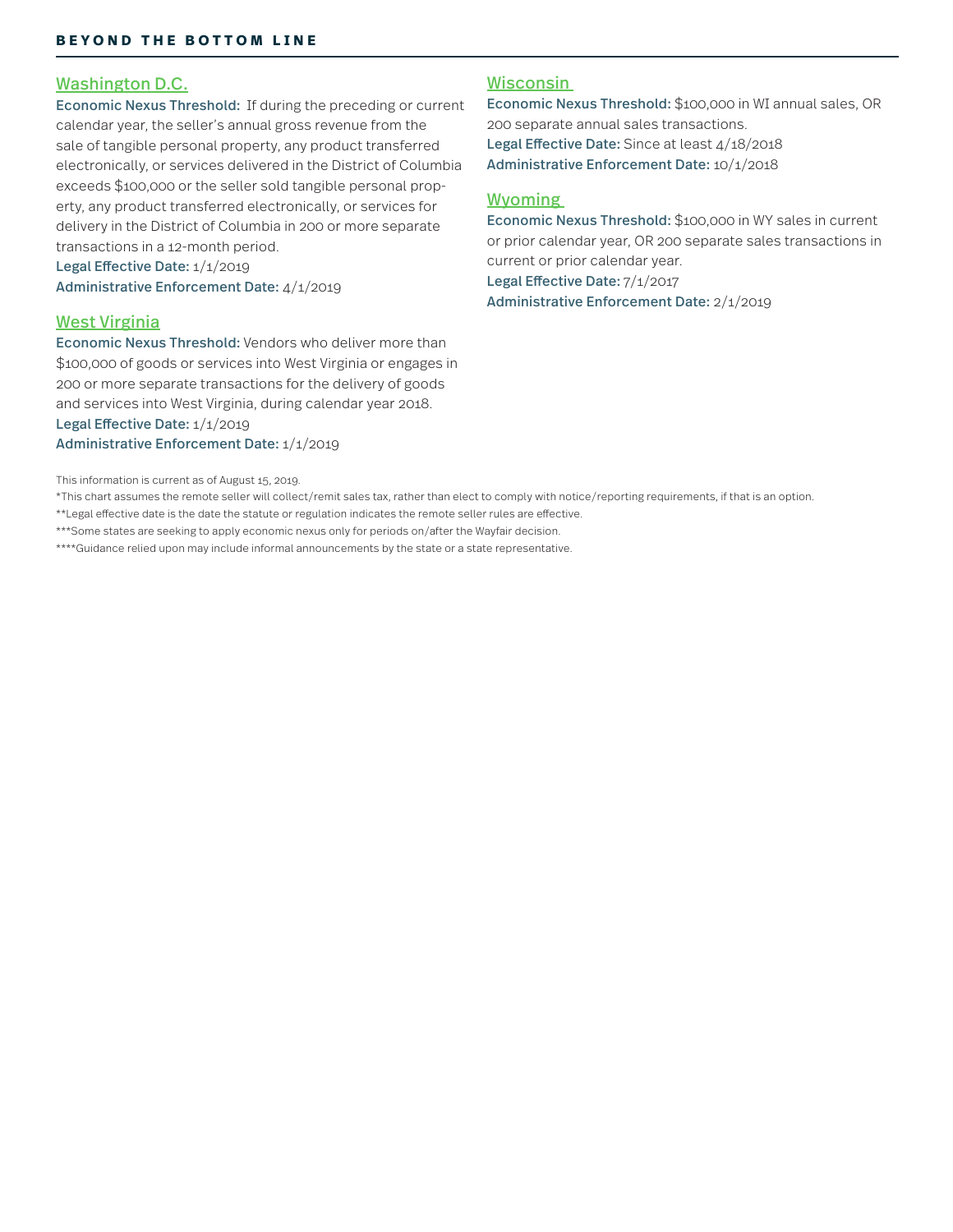## Washington D.C.

**Economic Nexus Threshold:** If during the preceding or current calendar year, the seller's annual gross revenue from the sale of tangible personal property, any product transferred electronically, or services delivered in the District of Columbia exceeds $100,000 or the seller sold tangible personal property, any product transferred electronically, or services for delivery in the District of Columbia in 200 or more separate transactions in a 12-month period.
**Legal Effective Date:** 1/1/2019
**Administrative Enforcement Date:** 4/1/2019

## West Virginia

**Economic Nexus Threshold:** Vendors who deliver more than $100,000 of goods or services into West Virginia or engages in 200 or more separate transactions for the delivery of goods and services into West Virginia, during calendar year 2018.
**Legal Effective Date:** 1/1/2019
**Administrative Enforcement Date:** 1/1/2019

## Wisconsin

**Economic Nexus Threshold:** $100,000 in WI annual sales, OR 200 separate annual sales transactions.
**Legal Effective Date:** Since at least 4/18/2018
**Administrative Enforcement Date:** 10/1/2018

## Wyoming

**Economic Nexus Threshold:** $100,000 in WY sales in current or prior calendar year, OR 200 separate sales transactions in current or prior calendar year.
**Legal Effective Date:** 7/1/2017
**Administrative Enforcement Date:** 2/1/2019

This information is current as of August 15, 2019.

*This chart assumes the remote seller will collect/remit sales tax, rather than elect to comply with notice/reporting requirements, if that is an option.

**Legal effective date is the date the statute or regulation indicates the remote seller rules are effective.

***Some states are seeking to apply economic nexus only for periods on/after the Wayfair decision.

****Guidance relied upon may include informal announcements by the state or a state representative.